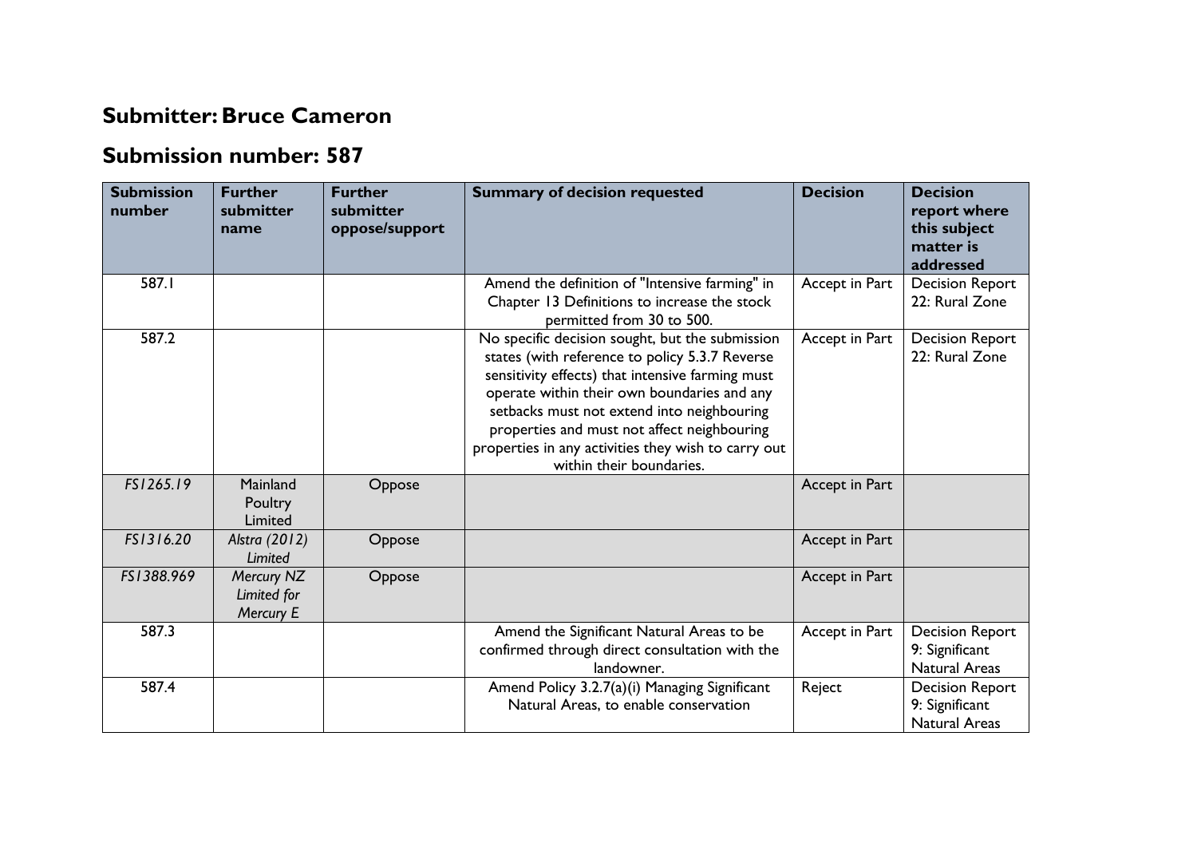## Submitter: Bruce Cameron

## Submission number: 587

| Submission number | Further submitter name | Further submitter oppose/support | Summary of decision requested | Decision | Decision report where this subject matter is addressed |
|---|---|---|---|---|---|
| 587.1 | | | Amend the definition of "Intensive farming" in Chapter 13 Definitions to increase the stock permitted from 30 to 500. | Accept in Part | Decision Report 22: Rural Zone |
| 587.2 | | | No specific decision sought, but the submission states (with reference to policy 5.3.7 Reverse sensitivity effects) that intensive farming must operate within their own boundaries and any setbacks must not extend into neighbouring properties and must not affect neighbouring properties in any activities they wish to carry out within their boundaries. | Accept in Part | Decision Report 22: Rural Zone |
| *FS1265.19* | Mainland Poultry Limited | Oppose | | Accept in Part | |
| *FS1316.20* | *Alstra (2012) Limited* | Oppose | | Accept in Part | |
| *FS1388.969* | *Mercury NZ Limited for Mercury E* | Oppose | | Accept in Part | |
| 587.3 | | | Amend the Significant Natural Areas to be confirmed through direct consultation with the landowner. | Accept in Part | Decision Report 9: Significant Natural Areas |
| 587.4 | | | Amend Policy 3.2.7(a)(i) Managing Significant Natural Areas, to enable conservation | Reject | Decision Report 9: Significant Natural Areas |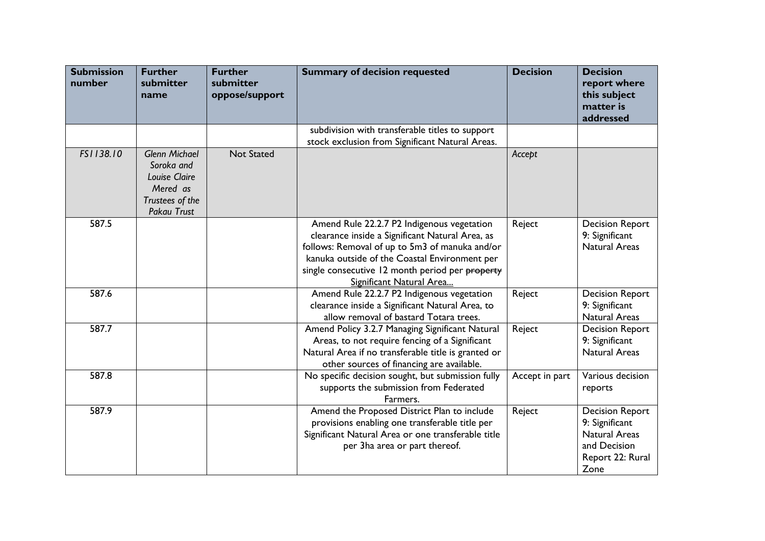| Submission number | Further submitter name | Further submitter oppose/support | Summary of decision requested | Decision | Decision report where this subject matter is addressed |
|---|---|---|---|---|---|
| | | | subdivision with transferable titles to support stock exclusion from Significant Natural Areas. | | |
| *FS1138.10* | *Glenn Michael Soroka and Louise Claire Mered as Trustees of the Pakau Trust* | Not Stated | | *Accept* | |
| 587.5 | | | Amend Rule 22.2.7 P2 Indigenous vegetation clearance inside a Significant Natural Area, as follows: Removal of up to 5m3 of manuka and/or kanuka outside of the Coastal Environment per single consecutive 12 month period per ~~property~~ <u>Significant Natural Area...</u> | Reject | Decision Report 9: Significant Natural Areas |
| 587.6 | | | Amend Rule 22.2.7 P2 Indigenous vegetation clearance inside a Significant Natural Area, to allow removal of bastard Totara trees. | Reject | Decision Report 9: Significant Natural Areas |
| 587.7 | | | Amend Policy 3.2.7 Managing Significant Natural Areas, to not require fencing of a Significant Natural Area if no transferable title is granted or other sources of financing are available. | Reject | Decision Report 9: Significant Natural Areas |
| 587.8 | | | No specific decision sought, but submission fully supports the submission from Federated Farmers. | Accept in part | Various decision reports |
| 587.9 | | | Amend the Proposed District Plan to include provisions enabling one transferable title per Significant Natural Area or one transferable title per 3ha area or part thereof. | Reject | Decision Report 9: Significant Natural Areas and Decision Report 22: Rural Zone |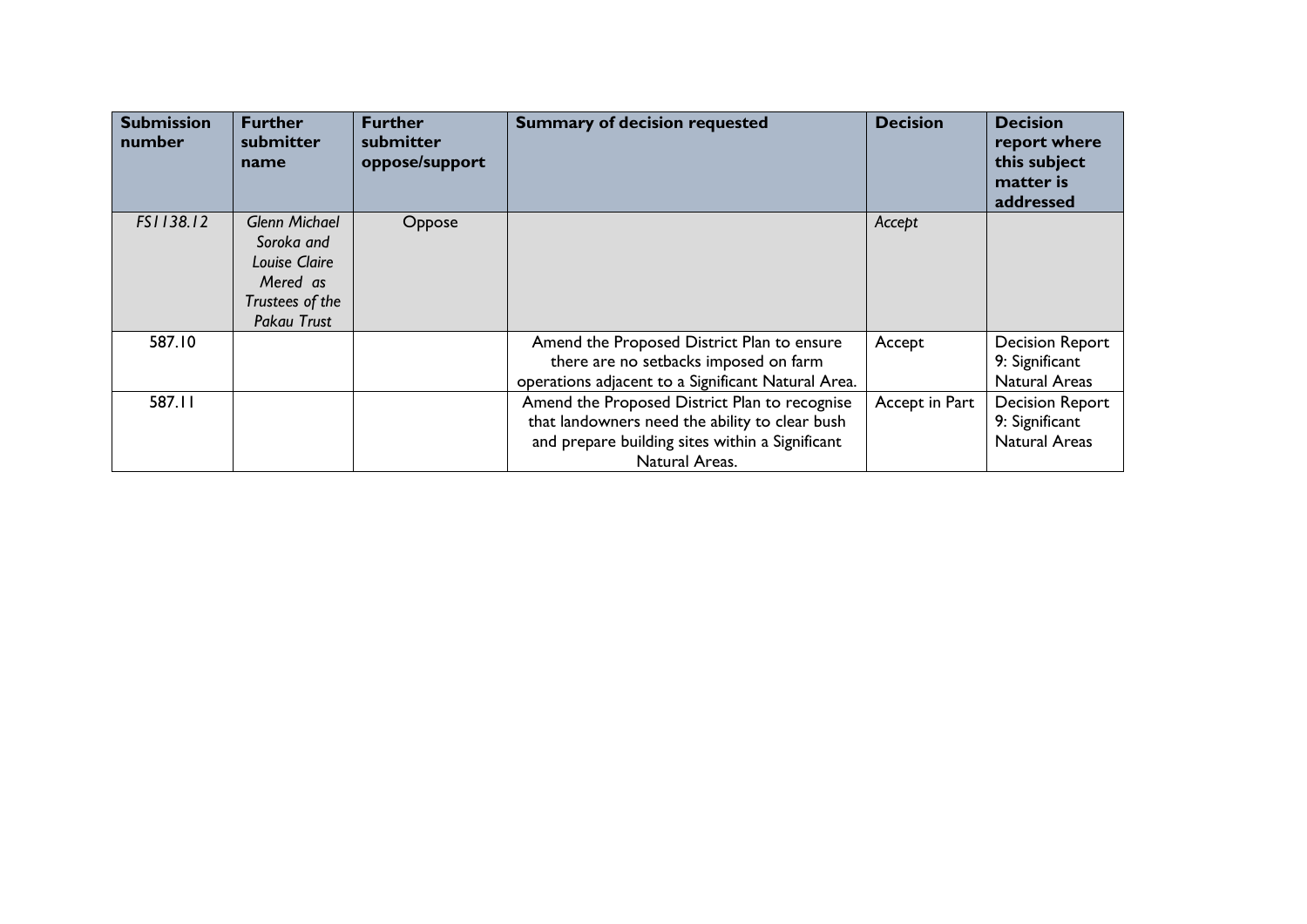| Submission number | Further submitter name | Further submitter oppose/support | Summary of decision requested | Decision | Decision report where this subject matter is addressed |
|---|---|---|---|---|---|
| *FS1138.12* | *Glenn Michael Soroka and Louise Claire Mered as Trustees of the Pakau Trust* | Oppose | | *Accept* | |
| 587.10 | | | Amend the Proposed District Plan to ensure there are no setbacks imposed on farm operations adjacent to a Significant Natural Area. | Accept | Decision Report 9: Significant Natural Areas |
| 587.11 | | | Amend the Proposed District Plan to recognise that landowners need the ability to clear bush and prepare building sites within a Significant Natural Areas. | Accept in Part | Decision Report 9: Significant Natural Areas |